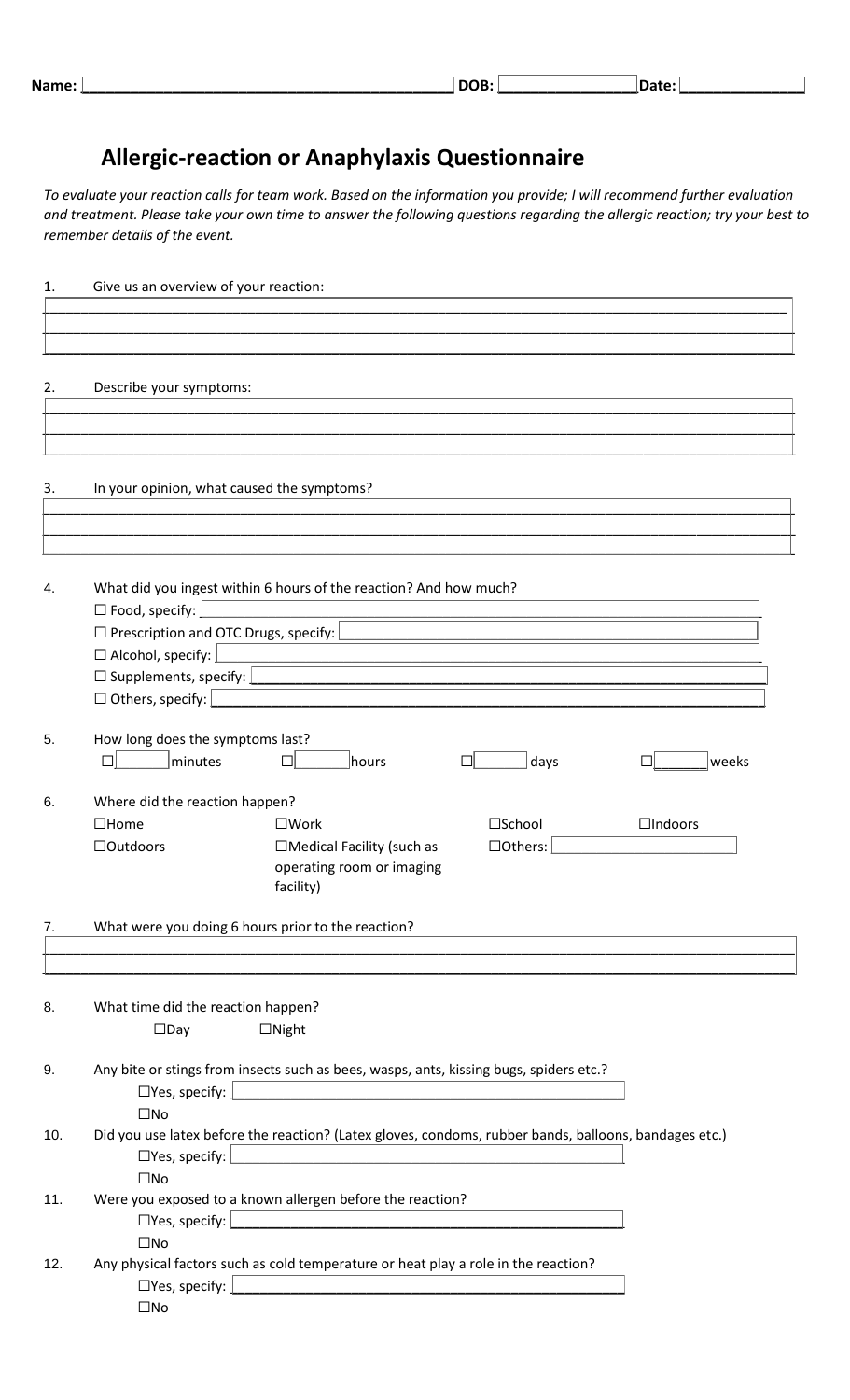Name: ___________________________________________ DOB: ________________ Date: ______________

# Allergic-reaction or Anaphylaxis Questionnaire

*To evaluate your reaction calls for team work. Based on the information you provide; I will recommend further evaluation and treatment. Please take your own time to answer the following questions regarding the allergic reaction; try your best to remember details of the event.*

1. Give us an overview of your reaction:

______________________________________________________________________________________________

______________________________________________________________________________________________

______________________________________________________________________________________________

2. Describe your symptoms:

______________________________________________________________________________________________

______________________________________________________________________________________________

______________________________________________________________________________________________

3. In your opinion, what caused the symptoms?

______________________________________________________________________________________________

______________________________________________________________________________________________

______________________________________________________________________________________________

4. What did you ingest within 6 hours of the reaction? And how much?
   - ☐ Food, specify: ____________________
   - ☐ Prescription and OTC Drugs, specify: ____________________
   - ☐ Alcohol, specify: ____________________
   - ☐ Supplements, specify: ____________________
   - ☐ Others, specify: ____________________

5. How long does the symptoms last?

   ☐ ______ minutes  ☐ ______ hours  ☐ ______ days  ☐ ______ weeks

6. Where did the reaction happen?

   ☐Home  ☐Work  ☐School  ☐Indoors

   ☐Outdoors  ☐Medical Facility (such as operating room or imaging facility)  ☐Others: ____________

7. What were you doing 6 hours prior to the reaction?

______________________________________________________________________________________________

______________________________________________________________________________________________

8. What time did the reaction happen?

   ☐Day  ☐Night

9. Any bite or stings from insects such as bees, wasps, ants, kissing bugs, spiders etc.?
   - ☐Yes, specify: ____________________
   - ☐No

10. Did you use latex before the reaction? (Latex gloves, condoms, rubber bands, balloons, bandages etc.)
    - ☐Yes, specify: ____________________
    - ☐No

11. Were you exposed to a known allergen before the reaction?
    - ☐Yes, specify: ____________________
    - ☐No

12. Any physical factors such as cold temperature or heat play a role in the reaction?
    - ☐Yes, specify: ____________________
    - ☐No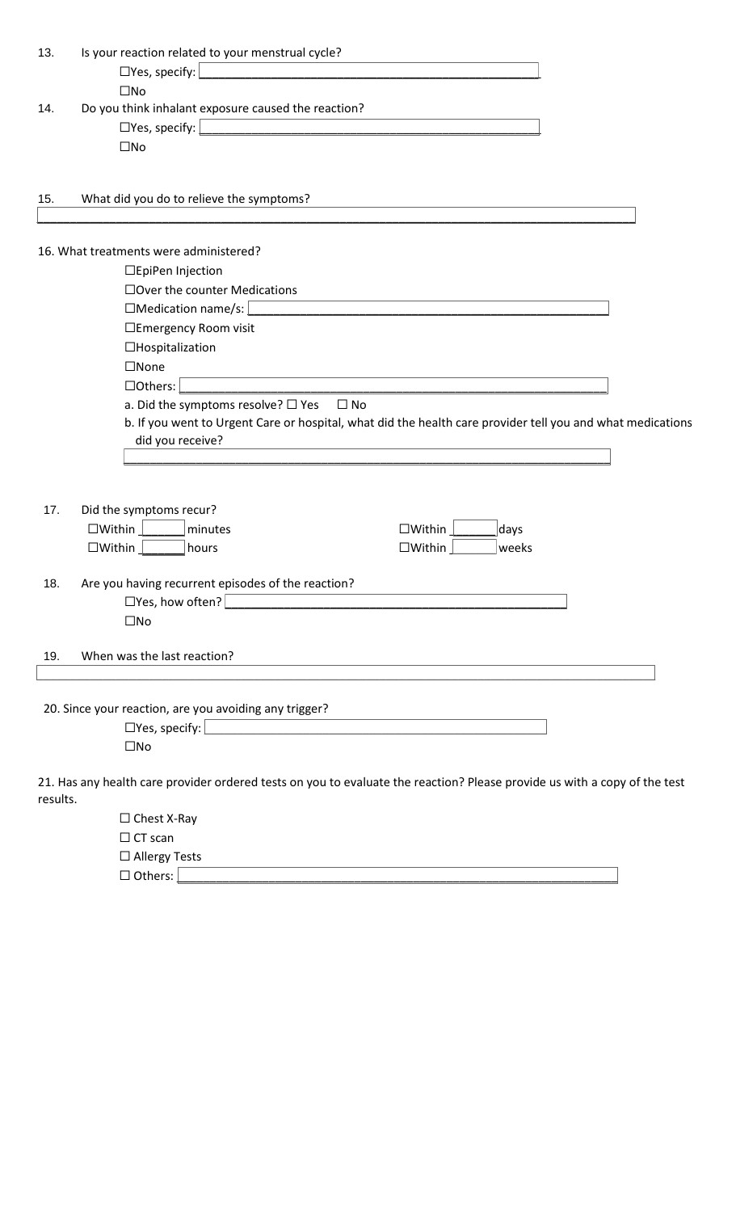13. Is your reaction related to your menstrual cycle?

☐Yes, specify: ______________________________________________

☐No

14. Do you think inhalant exposure caused the reaction?

☐Yes, specify: ______________________________________________

☐No

15. What did you do to relieve the symptoms?

______________________________________________________________________________

16. What treatments were administered?

☐EpiPen Injection

☐Over the counter Medications

☐Medication name/s: ______________________________________________

☐Emergency Room visit

☐Hospitalization

☐None

☐Others: ______________________________________________

a. Did the symptoms resolve? ☐ Yes ☐ No

b. If you went to Urgent Care or hospital, what did the health care provider tell you and what medications did you receive?

______________________________________________________________

17. Did the symptoms recur?

☐Within ______ minutes

☐Within ______ hours

☐Within ______ days

☐Within ______ weeks

18. Are you having recurrent episodes of the reaction?

☐Yes, how often? ______________________________________________

☐No

19. When was the last reaction?

______________________________________________________________________________

20. Since your reaction, are you avoiding any trigger?

☐Yes, specify: ______________________________________________

☐No

21. Has any health care provider ordered tests on you to evaluate the reaction? Please provide us with a copy of the test results.

☐ Chest X-Ray

☐ CT scan

☐ Allergy Tests

☐ Others: ______________________________________________